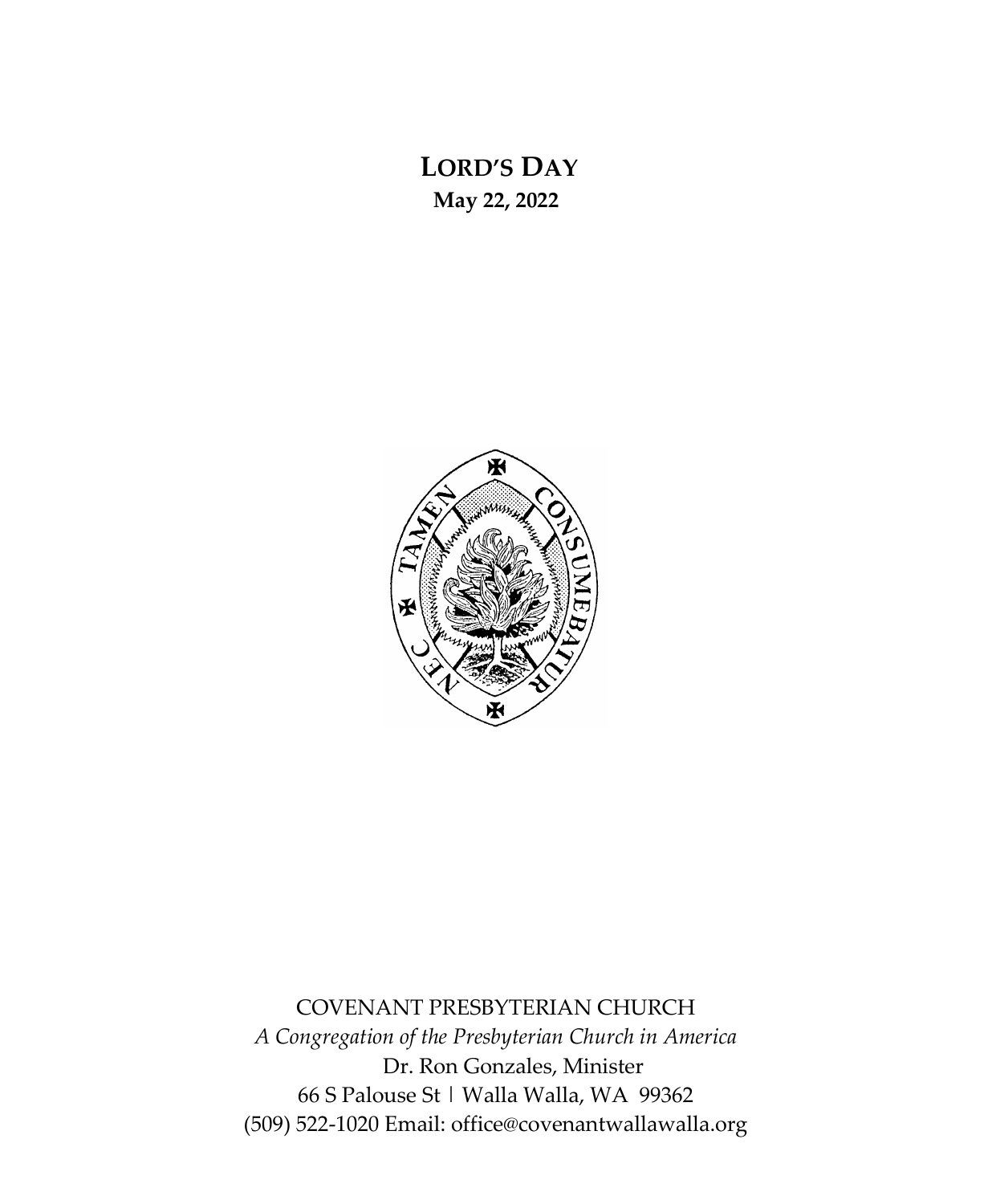# LORD'S DAY

**May 22, 2022**

COVENANT PRESBYTERIAN CHURCH

*A Congregation of the Presbyterian Church in America*

Dr. Ron Gonzales, Minister

66 S Palouse St | Walla Walla, WA 99362

(509) 522-1020 Email: office@covenantwallawalla.org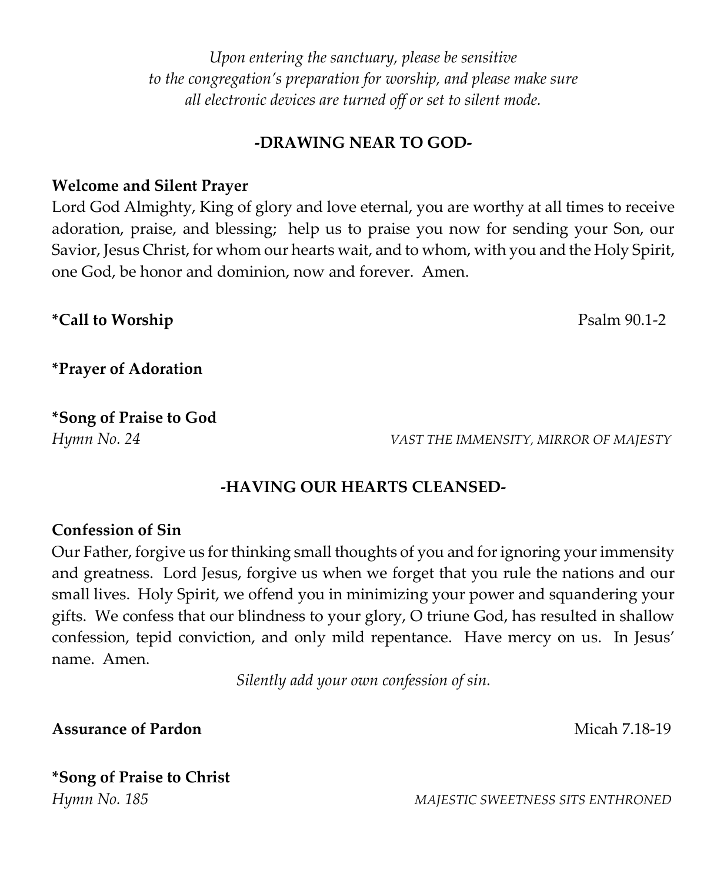*Upon entering the sanctuary, please be sensitive to the congregation's preparation for worship, and please make sure all electronic devices are turned off or set to silent mode.*

## -DRAWING NEAR TO GOD-

**Welcome and Silent Prayer**

Lord God Almighty, King of glory and love eternal, you are worthy at all times to receive adoration, praise, and blessing; help us to praise you now for sending your Son, our Savior, Jesus Christ, for whom our hearts wait, and to whom, with you and the Holy Spirit, one God, be honor and dominion, now and forever. Amen.

**\*Call to Worship** Psalm 90.1-2

**\*Prayer of Adoration**

**\*Song of Praise to God**

*Hymn No. 24* *VAST THE IMMENSITY, MIRROR OF MAJESTY*

## -HAVING OUR HEARTS CLEANSED-

**Confession of Sin**

Our Father, forgive us for thinking small thoughts of you and for ignoring your immensity and greatness. Lord Jesus, forgive us when we forget that you rule the nations and our small lives. Holy Spirit, we offend you in minimizing your power and squandering your gifts. We confess that our blindness to your glory, O triune God, has resulted in shallow confession, tepid conviction, and only mild repentance. Have mercy on us. In Jesus' name. Amen.

*Silently add your own confession of sin.*

**Assurance of Pardon** Micah 7.18-19

**\*Song of Praise to Christ**

*Hymn No. 185* *MAJESTIC SWEETNESS SITS ENTHRONED*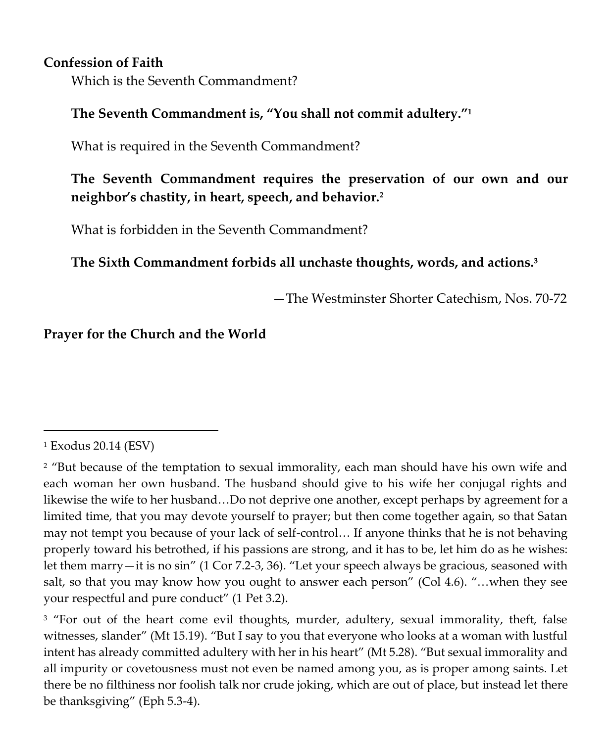**Confession of Faith**

Which is the Seventh Commandment?

**The Seventh Commandment is, "You shall not commit adultery."**[1]

What is required in the Seventh Commandment?

**The Seventh Commandment requires the preservation of our own and our neighbor's chastity, in heart, speech, and behavior.**[2]

What is forbidden in the Seventh Commandment?

**The Sixth Commandment forbids all unchaste thoughts, words, and actions.**[3]

—The Westminster Shorter Catechism, Nos. 70-72

**Prayer for the Church and the World**

---

[1] Exodus 20.14 (ESV)

[2] "But because of the temptation to sexual immorality, each man should have his own wife and each woman her own husband. The husband should give to his wife her conjugal rights and likewise the wife to her husband…Do not deprive one another, except perhaps by agreement for a limited time, that you may devote yourself to prayer; but then come together again, so that Satan may not tempt you because of your lack of self-control… If anyone thinks that he is not behaving properly toward his betrothed, if his passions are strong, and it has to be, let him do as he wishes: let them marry—it is no sin" (1 Cor 7.2-3, 36). "Let your speech always be gracious, seasoned with salt, so that you may know how you ought to answer each person" (Col 4.6). "…when they see your respectful and pure conduct" (1 Pet 3.2).

[3] "For out of the heart come evil thoughts, murder, adultery, sexual immorality, theft, false witnesses, slander" (Mt 15.19). "But I say to you that everyone who looks at a woman with lustful intent has already committed adultery with her in his heart" (Mt 5.28). "But sexual immorality and all impurity or covetousness must not even be named among you, as is proper among saints. Let there be no filthiness nor foolish talk nor crude joking, which are out of place, but instead let there be thanksgiving" (Eph 5.3-4).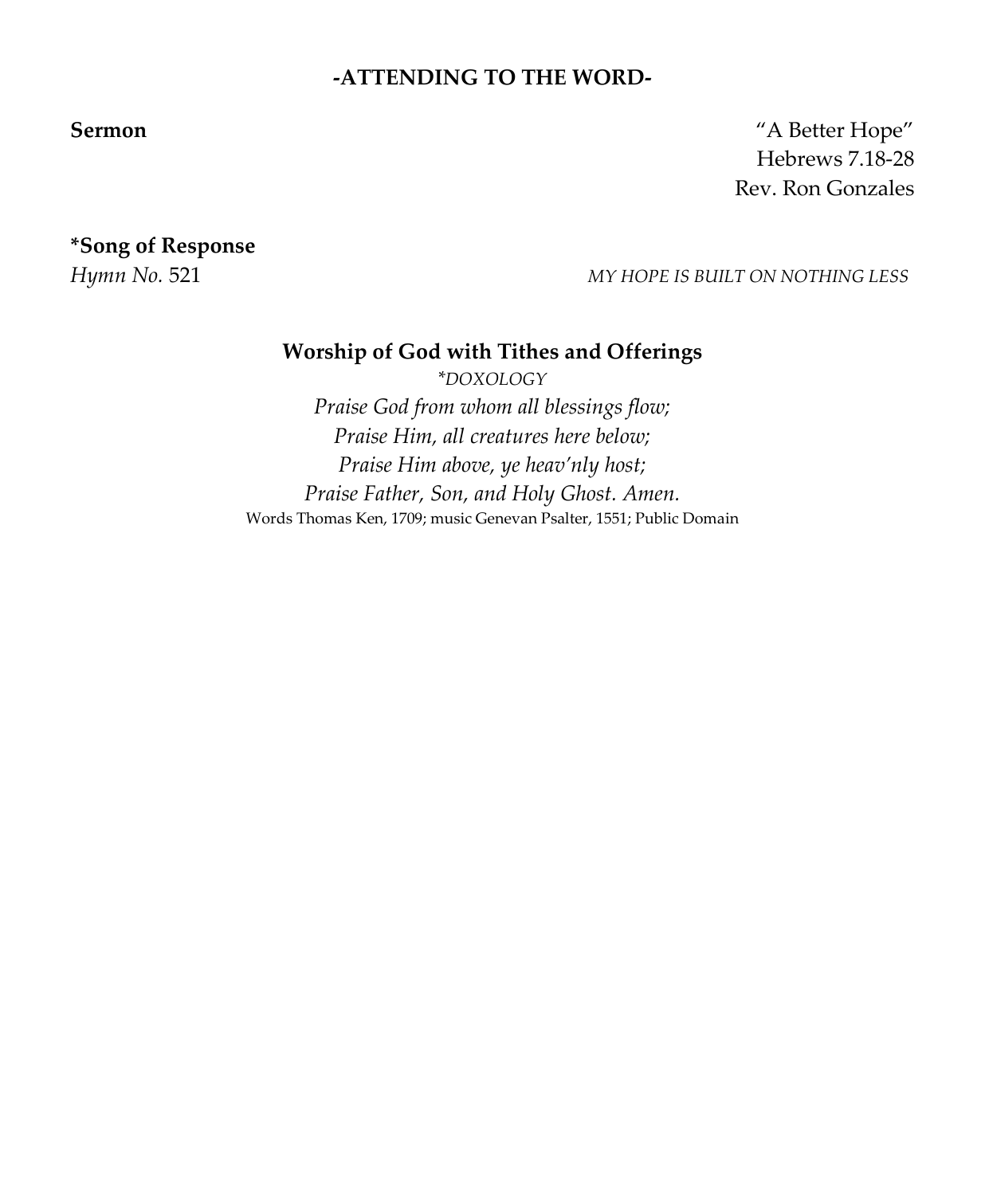## -ATTENDING TO THE WORD-

**Sermon**

"A Better Hope"
Hebrews 7.18-28
Rev. Ron Gonzales

**\*Song of Response**

*Hymn No.* 521 — *MY HOPE IS BUILT ON NOTHING LESS*

### Worship of God with Tithes and Offerings

*\*DOXOLOGY*

*Praise God from whom all blessings flow;*
*Praise Him, all creatures here below;*
*Praise Him above, ye heav'nly host;*
*Praise Father, Son, and Holy Ghost. Amen.*

Words Thomas Ken, 1709; music Genevan Psalter, 1551; Public Domain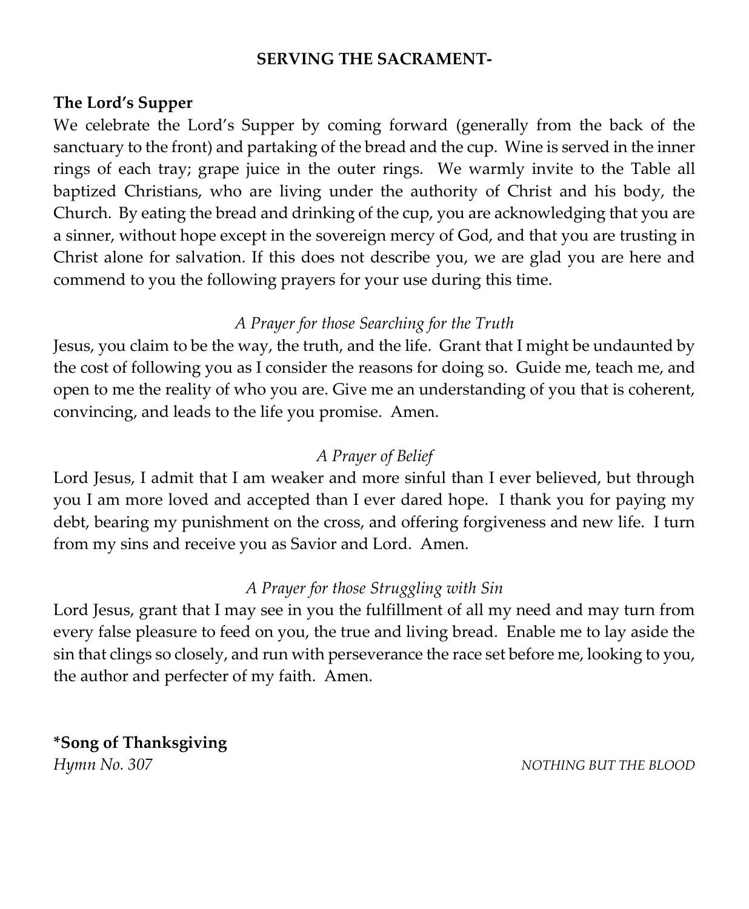## SERVING THE SACRAMENT-

**The Lord's Supper**

We celebrate the Lord's Supper by coming forward (generally from the back of the sanctuary to the front) and partaking of the bread and the cup. Wine is served in the inner rings of each tray; grape juice in the outer rings. We warmly invite to the Table all baptized Christians, who are living under the authority of Christ and his body, the Church. By eating the bread and drinking of the cup, you are acknowledging that you are a sinner, without hope except in the sovereign mercy of God, and that you are trusting in Christ alone for salvation. If this does not describe you, we are glad you are here and commend to you the following prayers for your use during this time.

*A Prayer for those Searching for the Truth*

Jesus, you claim to be the way, the truth, and the life. Grant that I might be undaunted by the cost of following you as I consider the reasons for doing so. Guide me, teach me, and open to me the reality of who you are. Give me an understanding of you that is coherent, convincing, and leads to the life you promise. Amen.

*A Prayer of Belief*

Lord Jesus, I admit that I am weaker and more sinful than I ever believed, but through you I am more loved and accepted than I ever dared hope. I thank you for paying my debt, bearing my punishment on the cross, and offering forgiveness and new life. I turn from my sins and receive you as Savior and Lord. Amen.

*A Prayer for those Struggling with Sin*

Lord Jesus, grant that I may see in you the fulfillment of all my need and may turn from every false pleasure to feed on you, the true and living bread. Enable me to lay aside the sin that clings so closely, and run with perseverance the race set before me, looking to you, the author and perfecter of my faith. Amen.

**\*Song of Thanksgiving**

*Hymn No. 307* *NOTHING BUT THE BLOOD*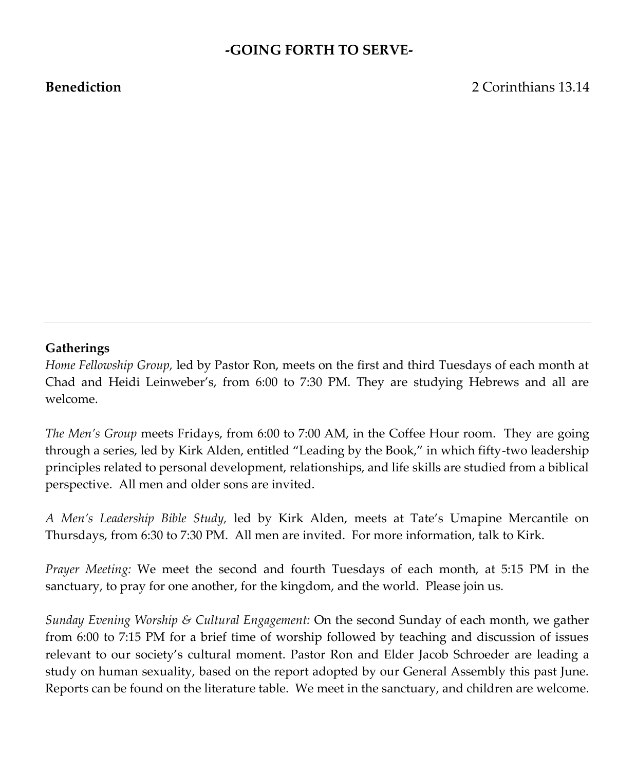## -GOING FORTH TO SERVE-

**Benediction** 2 Corinthians 13.14

---

**Gatherings**

*Home Fellowship Group,* led by Pastor Ron, meets on the first and third Tuesdays of each month at Chad and Heidi Leinweber's, from 6:00 to 7:30 PM. They are studying Hebrews and all are welcome.

*The Men's Group* meets Fridays, from 6:00 to 7:00 AM, in the Coffee Hour room. They are going through a series, led by Kirk Alden, entitled "Leading by the Book," in which fifty-two leadership principles related to personal development, relationships, and life skills are studied from a biblical perspective. All men and older sons are invited.

*A Men's Leadership Bible Study,* led by Kirk Alden, meets at Tate's Umapine Mercantile on Thursdays, from 6:30 to 7:30 PM. All men are invited. For more information, talk to Kirk.

*Prayer Meeting:* We meet the second and fourth Tuesdays of each month, at 5:15 PM in the sanctuary, to pray for one another, for the kingdom, and the world. Please join us.

*Sunday Evening Worship & Cultural Engagement:* On the second Sunday of each month, we gather from 6:00 to 7:15 PM for a brief time of worship followed by teaching and discussion of issues relevant to our society's cultural moment. Pastor Ron and Elder Jacob Schroeder are leading a study on human sexuality, based on the report adopted by our General Assembly this past June. Reports can be found on the literature table. We meet in the sanctuary, and children are welcome.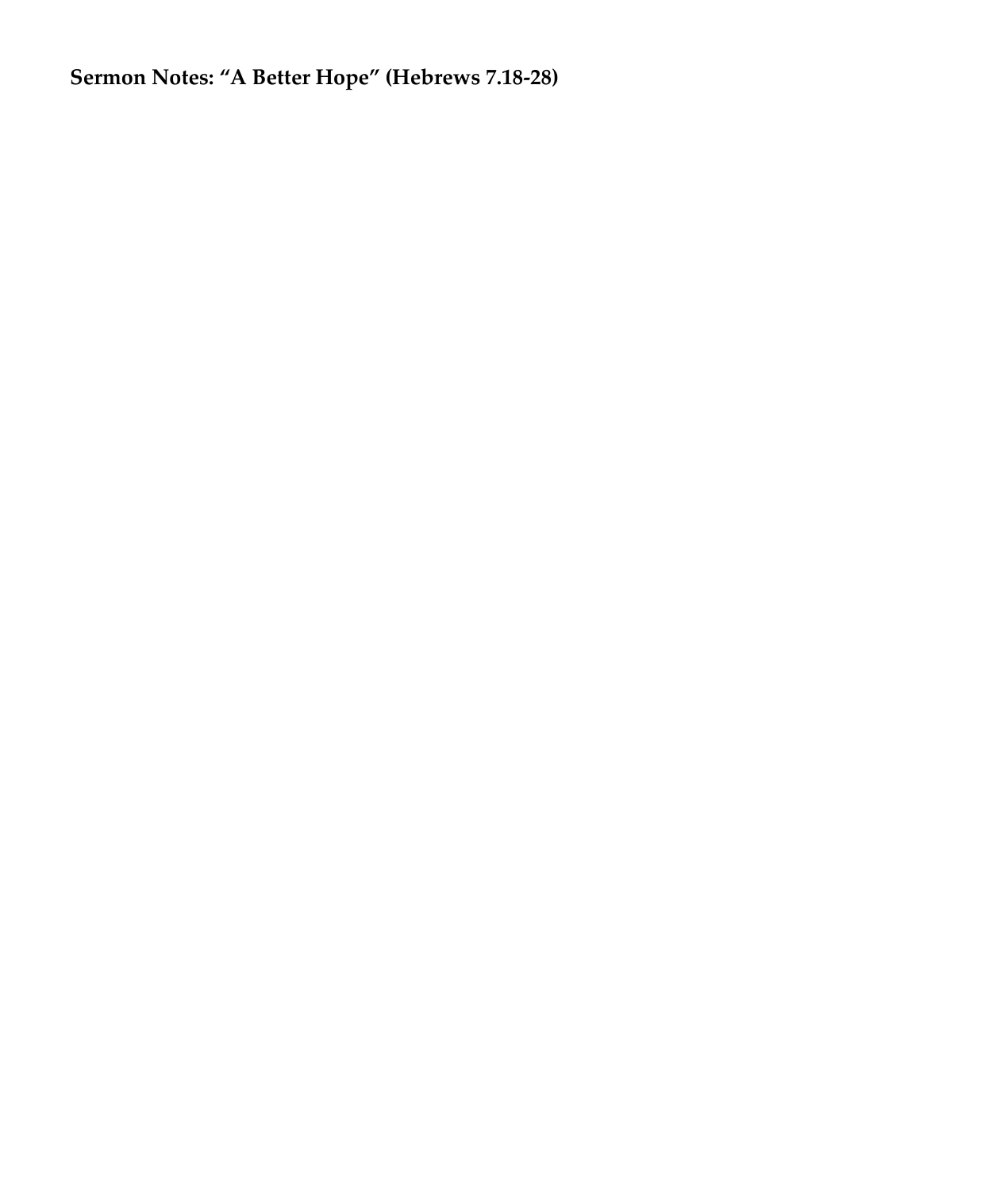**Sermon Notes: "A Better Hope" (Hebrews 7.18-28)**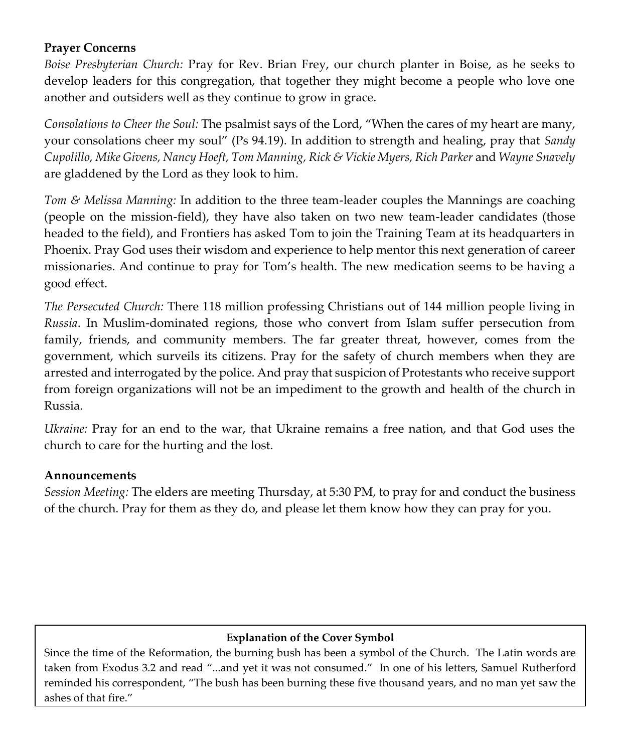**Prayer Concerns**

*Boise Presbyterian Church:* Pray for Rev. Brian Frey, our church planter in Boise, as he seeks to develop leaders for this congregation, that together they might become a people who love one another and outsiders well as they continue to grow in grace.

*Consolations to Cheer the Soul:* The psalmist says of the Lord, "When the cares of my heart are many, your consolations cheer my soul" (Ps 94.19). In addition to strength and healing, pray that *Sandy Cupolillo, Mike Givens, Nancy Hoeft, Tom Manning, Rick & Vickie Myers, Rich Parker* and *Wayne Snavely* are gladdened by the Lord as they look to him.

*Tom & Melissa Manning:* In addition to the three team-leader couples the Mannings are coaching (people on the mission-field), they have also taken on two new team-leader candidates (those headed to the field), and Frontiers has asked Tom to join the Training Team at its headquarters in Phoenix. Pray God uses their wisdom and experience to help mentor this next generation of career missionaries. And continue to pray for Tom's health. The new medication seems to be having a good effect.

*The Persecuted Church:* There 118 million professing Christians out of 144 million people living in *Russia*. In Muslim-dominated regions, those who convert from Islam suffer persecution from family, friends, and community members. The far greater threat, however, comes from the government, which surveils its citizens. Pray for the safety of church members when they are arrested and interrogated by the police. And pray that suspicion of Protestants who receive support from foreign organizations will not be an impediment to the growth and health of the church in Russia.

*Ukraine:* Pray for an end to the war, that Ukraine remains a free nation, and that God uses the church to care for the hurting and the lost.

**Announcements**

*Session Meeting:* The elders are meeting Thursday, at 5:30 PM, to pray for and conduct the business of the church. Pray for them as they do, and please let them know how they can pray for you.

**Explanation of the Cover Symbol**

Since the time of the Reformation, the burning bush has been a symbol of the Church. The Latin words are taken from Exodus 3.2 and read "...and yet it was not consumed." In one of his letters, Samuel Rutherford reminded his correspondent, "The bush has been burning these five thousand years, and no man yet saw the ashes of that fire."